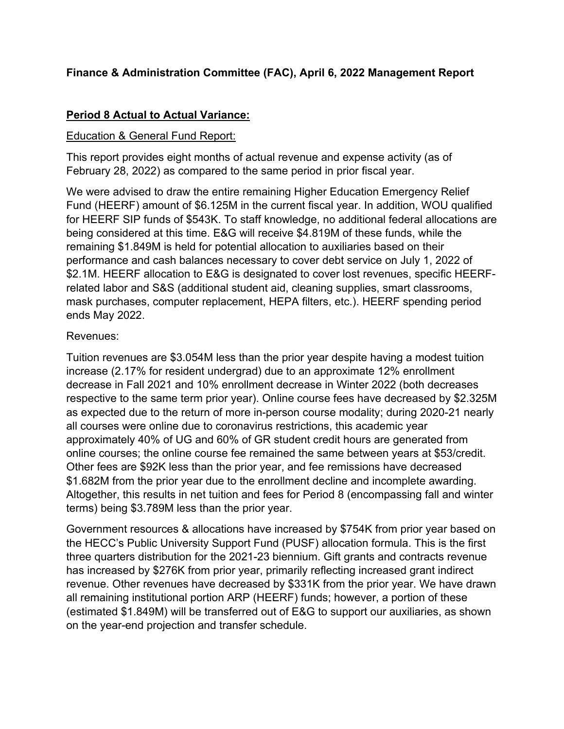**Finance & Administration Committee (FAC), April 6, 2022 Management Report**

**Period 8 Actual to Actual Variance:**

Education & General Fund Report:

This report provides eight months of actual revenue and expense activity (as of February 28, 2022) as compared to the same period in prior fiscal year.

We were advised to draw the entire remaining Higher Education Emergency Relief Fund (HEERF) amount of $6.125M in the current fiscal year. In addition, WOU qualified for HEERF SIP funds of $543K. To staff knowledge, no additional federal allocations are being considered at this time. E&G will receive $4.819M of these funds, while the remaining $1.849M is held for potential allocation to auxiliaries based on their performance and cash balances necessary to cover debt service on July 1, 2022 of $2.1M. HEERF allocation to E&G is designated to cover lost revenues, specific HEERF-related labor and S&S (additional student aid, cleaning supplies, smart classrooms, mask purchases, computer replacement, HEPA filters, etc.). HEERF spending period ends May 2022.

Revenues:

Tuition revenues are $3.054M less than the prior year despite having a modest tuition increase (2.17% for resident undergrad) due to an approximate 12% enrollment decrease in Fall 2021 and 10% enrollment decrease in Winter 2022 (both decreases respective to the same term prior year). Online course fees have decreased by $2.325M as expected due to the return of more in-person course modality; during 2020-21 nearly all courses were online due to coronavirus restrictions, this academic year approximately 40% of UG and 60% of GR student credit hours are generated from online courses; the online course fee remained the same between years at $53/credit. Other fees are $92K less than the prior year, and fee remissions have decreased $1.682M from the prior year due to the enrollment decline and incomplete awarding. Altogether, this results in net tuition and fees for Period 8 (encompassing fall and winter terms) being $3.789M less than the prior year.

Government resources & allocations have increased by $754K from prior year based on the HECC's Public University Support Fund (PUSF) allocation formula. This is the first three quarters distribution for the 2021-23 biennium. Gift grants and contracts revenue has increased by $276K from prior year, primarily reflecting increased grant indirect revenue. Other revenues have decreased by $331K from the prior year. We have drawn all remaining institutional portion ARP (HEERF) funds; however, a portion of these (estimated $1.849M) will be transferred out of E&G to support our auxiliaries, as shown on the year-end projection and transfer schedule.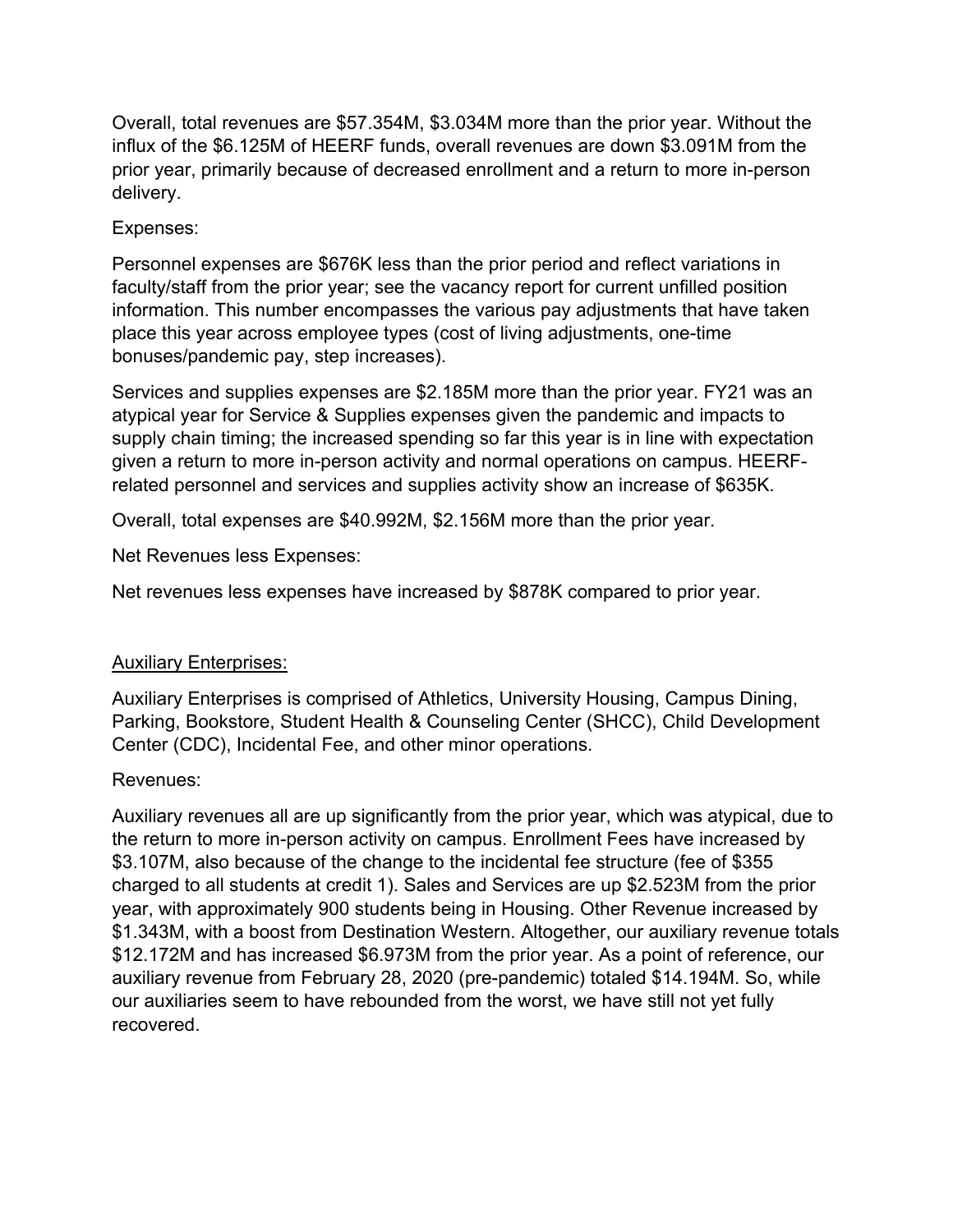Overall, total revenues are $57.354M, $3.034M more than the prior year. Without the influx of the $6.125M of HEERF funds, overall revenues are down $3.091M from the prior year, primarily because of decreased enrollment and a return to more in-person delivery.

Expenses:

Personnel expenses are $676K less than the prior period and reflect variations in faculty/staff from the prior year; see the vacancy report for current unfilled position information. This number encompasses the various pay adjustments that have taken place this year across employee types (cost of living adjustments, one-time bonuses/pandemic pay, step increases).

Services and supplies expenses are $2.185M more than the prior year. FY21 was an atypical year for Service & Supplies expenses given the pandemic and impacts to supply chain timing; the increased spending so far this year is in line with expectation given a return to more in-person activity and normal operations on campus. HEERF-related personnel and services and supplies activity show an increase of $635K.

Overall, total expenses are $40.992M, $2.156M more than the prior year.

Net Revenues less Expenses:

Net revenues less expenses have increased by $878K compared to prior year.

<u>Auxiliary Enterprises:</u>

Auxiliary Enterprises is comprised of Athletics, University Housing, Campus Dining, Parking, Bookstore, Student Health & Counseling Center (SHCC), Child Development Center (CDC), Incidental Fee, and other minor operations.

Revenues:

Auxiliary revenues all are up significantly from the prior year, which was atypical, due to the return to more in-person activity on campus. Enrollment Fees have increased by $3.107M, also because of the change to the incidental fee structure (fee of $355 charged to all students at credit 1). Sales and Services are up $2.523M from the prior year, with approximately 900 students being in Housing. Other Revenue increased by $1.343M, with a boost from Destination Western. Altogether, our auxiliary revenue totals $12.172M and has increased $6.973M from the prior year. As a point of reference, our auxiliary revenue from February 28, 2020 (pre-pandemic) totaled $14.194M. So, while our auxiliaries seem to have rebounded from the worst, we have still not yet fully recovered.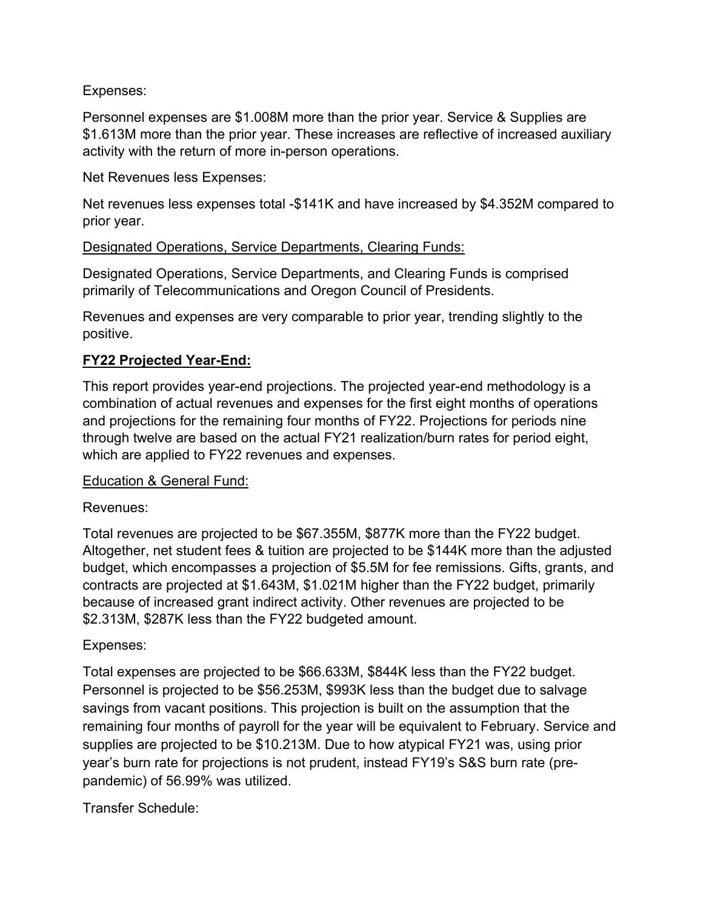Expenses:

Personnel expenses are $1.008M more than the prior year. Service & Supplies are $1.613M more than the prior year. These increases are reflective of increased auxiliary activity with the return of more in-person operations.

Net Revenues less Expenses:

Net revenues less expenses total -$141K and have increased by $4.352M compared to prior year.

<u>Designated Operations, Service Departments, Clearing Funds:</u>

Designated Operations, Service Departments, and Clearing Funds is comprised primarily of Telecommunications and Oregon Council of Presidents.

Revenues and expenses are very comparable to prior year, trending slightly to the positive.

**<u>FY22 Projected Year-End:</u>**

This report provides year-end projections. The projected year-end methodology is a combination of actual revenues and expenses for the first eight months of operations and projections for the remaining four months of FY22. Projections for periods nine through twelve are based on the actual FY21 realization/burn rates for period eight, which are applied to FY22 revenues and expenses.

<u>Education & General Fund:</u>

Revenues:

Total revenues are projected to be $67.355M, $877K more than the FY22 budget. Altogether, net student fees & tuition are projected to be $144K more than the adjusted budget, which encompasses a projection of $5.5M for fee remissions. Gifts, grants, and contracts are projected at $1.643M, $1.021M higher than the FY22 budget, primarily because of increased grant indirect activity. Other revenues are projected to be $2.313M, $287K less than the FY22 budgeted amount.

Expenses:

Total expenses are projected to be $66.633M, $844K less than the FY22 budget. Personnel is projected to be $56.253M, $993K less than the budget due to salvage savings from vacant positions. This projection is built on the assumption that the remaining four months of payroll for the year will be equivalent to February. Service and supplies are projected to be $10.213M. Due to how atypical FY21 was, using prior year's burn rate for projections is not prudent, instead FY19's S&S burn rate (pre-pandemic) of 56.99% was utilized.

Transfer Schedule: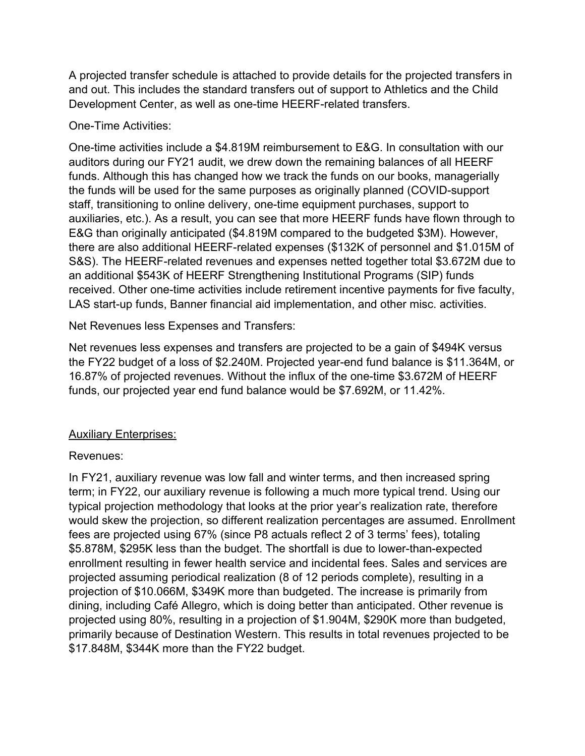A projected transfer schedule is attached to provide details for the projected transfers in and out. This includes the standard transfers out of support to Athletics and the Child Development Center, as well as one-time HEERF-related transfers.

One-Time Activities:

One-time activities include a $4.819M reimbursement to E&G. In consultation with our auditors during our FY21 audit, we drew down the remaining balances of all HEERF funds. Although this has changed how we track the funds on our books, managerially the funds will be used for the same purposes as originally planned (COVID-support staff, transitioning to online delivery, one-time equipment purchases, support to auxiliaries, etc.). As a result, you can see that more HEERF funds have flown through to E&G than originally anticipated ($4.819M compared to the budgeted $3M). However, there are also additional HEERF-related expenses ($132K of personnel and $1.015M of S&S). The HEERF-related revenues and expenses netted together total $3.672M due to an additional $543K of HEERF Strengthening Institutional Programs (SIP) funds received. Other one-time activities include retirement incentive payments for five faculty, LAS start-up funds, Banner financial aid implementation, and other misc. activities.

Net Revenues less Expenses and Transfers:

Net revenues less expenses and transfers are projected to be a gain of $494K versus the FY22 budget of a loss of $2.240M. Projected year-end fund balance is $11.364M, or 16.87% of projected revenues. Without the influx of the one-time $3.672M of HEERF funds, our projected year end fund balance would be $7.692M, or 11.42%.

<u>Auxiliary Enterprises:</u>

Revenues:

In FY21, auxiliary revenue was low fall and winter terms, and then increased spring term; in FY22, our auxiliary revenue is following a much more typical trend. Using our typical projection methodology that looks at the prior year's realization rate, therefore would skew the projection, so different realization percentages are assumed. Enrollment fees are projected using 67% (since P8 actuals reflect 2 of 3 terms' fees), totaling $5.878M, $295K less than the budget. The shortfall is due to lower-than-expected enrollment resulting in fewer health service and incidental fees. Sales and services are projected assuming periodical realization (8 of 12 periods complete), resulting in a projection of $10.066M, $349K more than budgeted. The increase is primarily from dining, including Café Allegro, which is doing better than anticipated. Other revenue is projected using 80%, resulting in a projection of $1.904M, $290K more than budgeted, primarily because of Destination Western. This results in total revenues projected to be $17.848M, $344K more than the FY22 budget.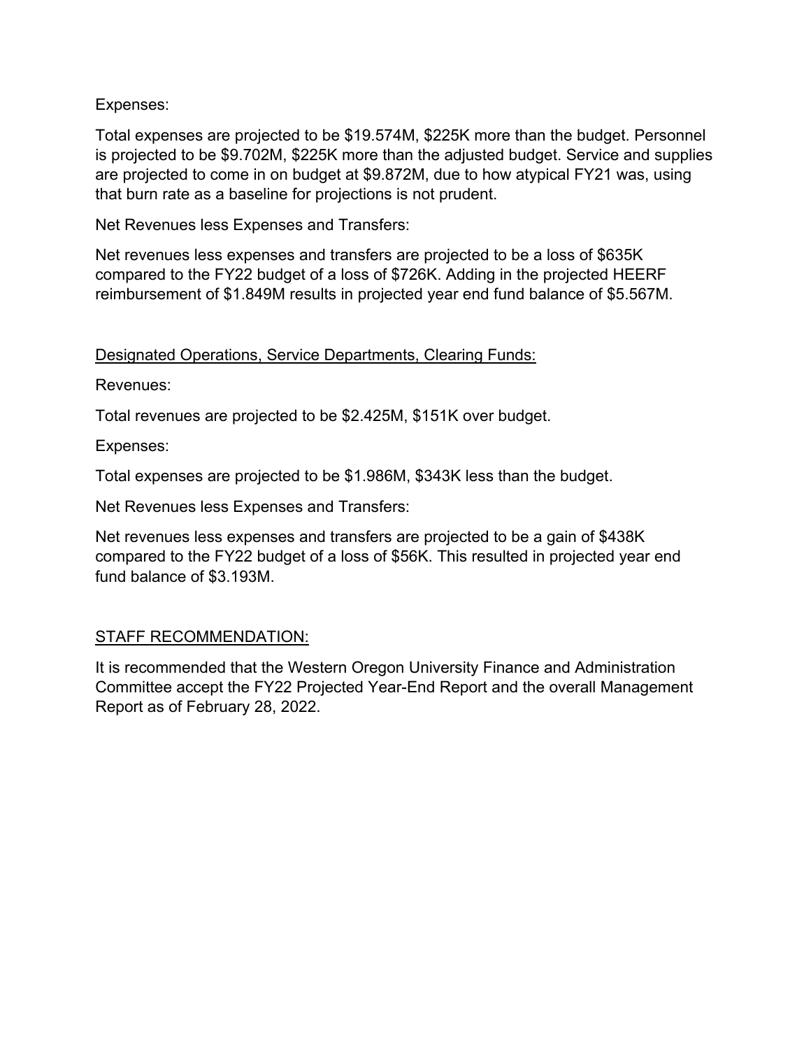Expenses:

Total expenses are projected to be $19.574M, $225K more than the budget. Personnel is projected to be $9.702M, $225K more than the adjusted budget. Service and supplies are projected to come in on budget at $9.872M, due to how atypical FY21 was, using that burn rate as a baseline for projections is not prudent.

Net Revenues less Expenses and Transfers:

Net revenues less expenses and transfers are projected to be a loss of $635K compared to the FY22 budget of a loss of $726K. Adding in the projected HEERF reimbursement of $1.849M results in projected year end fund balance of $5.567M.

<u>Designated Operations, Service Departments, Clearing Funds:</u>

Revenues:

Total revenues are projected to be $2.425M, $151K over budget.

Expenses:

Total expenses are projected to be $1.986M, $343K less than the budget.

Net Revenues less Expenses and Transfers:

Net revenues less expenses and transfers are projected to be a gain of $438K compared to the FY22 budget of a loss of $56K. This resulted in projected year end fund balance of $3.193M.

<u>STAFF RECOMMENDATION:</u>

It is recommended that the Western Oregon University Finance and Administration Committee accept the FY22 Projected Year-End Report and the overall Management Report as of February 28, 2022.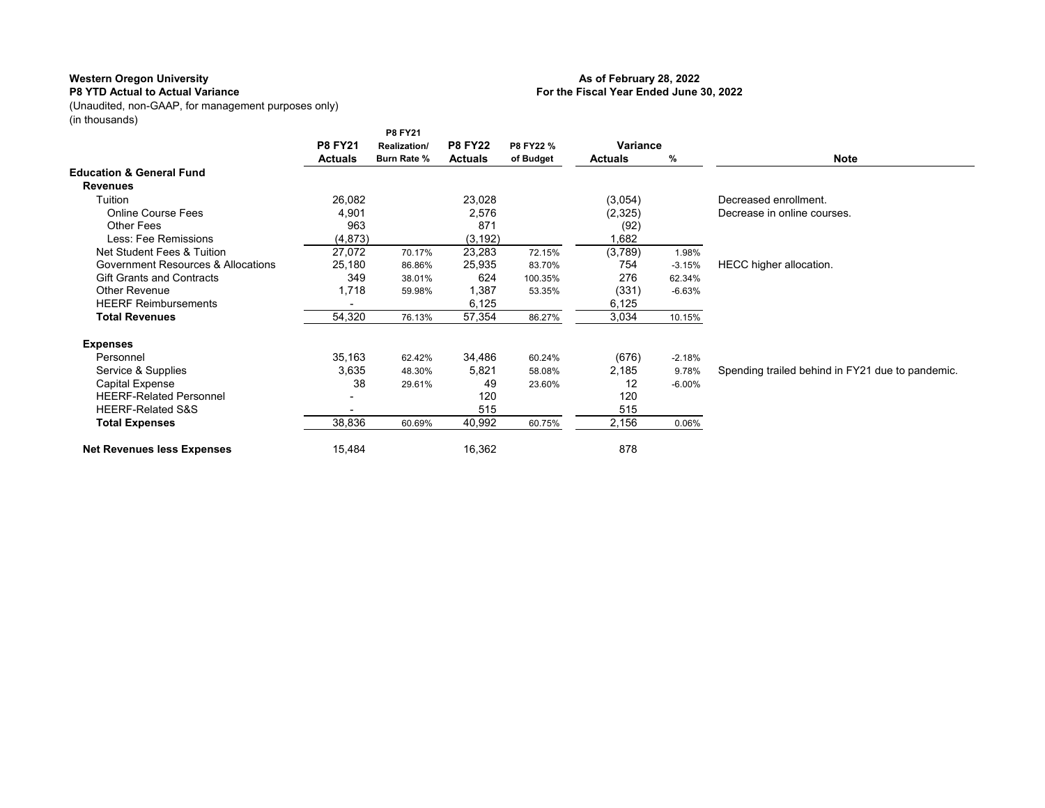**Western Oregon University**
**P8 YTD Actual to Actual Variance**
(Unaudited, non-GAAP, for management purposes only)
(in thousands)

**As of February 28, 2022**
**For the Fiscal Year Ended June 30, 2022**

| | P8 FY21 Actuals | P8 FY21 Realization/ Burn Rate % | P8 FY22 Actuals | P8 FY22 % of Budget | Variance Actuals | Variance % | Note |
|---|---|---|---|---|---|---|---|
| **Education & General Fund** | | | | | | | |
| **Revenues** | | | | | | | |
| Tuition | 26,082 | | 23,028 | | (3,054) | | Decreased enrollment. |
| Online Course Fees | 4,901 | | 2,576 | | (2,325) | | Decrease in online courses. |
| Other Fees | 963 | | 871 | | (92) | | |
| Less: Fee Remissions | (4,873) | | (3,192) | | 1,682 | | |
| Net Student Fees & Tuition | 27,072 | 70.17% | 23,283 | 72.15% | (3,789) | 1.98% | |
| Government Resources & Allocations | 25,180 | 86.86% | 25,935 | 83.70% | 754 | -3.15% | HECC higher allocation. |
| Gift Grants and Contracts | 349 | 38.01% | 624 | 100.35% | 276 | 62.34% | |
| Other Revenue | 1,718 | 59.98% | 1,387 | 53.35% | (331) | -6.63% | |
| HEERF Reimbursements | - | | 6,125 | | 6,125 | | |
| **Total Revenues** | 54,320 | 76.13% | 57,354 | 86.27% | 3,034 | 10.15% | |
| **Expenses** | | | | | | | |
| Personnel | 35,163 | 62.42% | 34,486 | 60.24% | (676) | -2.18% | |
| Service & Supplies | 3,635 | 48.30% | 5,821 | 58.08% | 2,185 | 9.78% | Spending trailed behind in FY21 due to pandemic. |
| Capital Expense | 38 | 29.61% | 49 | 23.60% | 12 | -6.00% | |
| HEERF-Related Personnel | - | | 120 | | 120 | | |
| HEERF-Related S&S | - | | 515 | | 515 | | |
| **Total Expenses** | 38,836 | 60.69% | 40,992 | 60.75% | 2,156 | 0.06% | |
| **Net Revenues less Expenses** | 15,484 | | 16,362 | | 878 | | |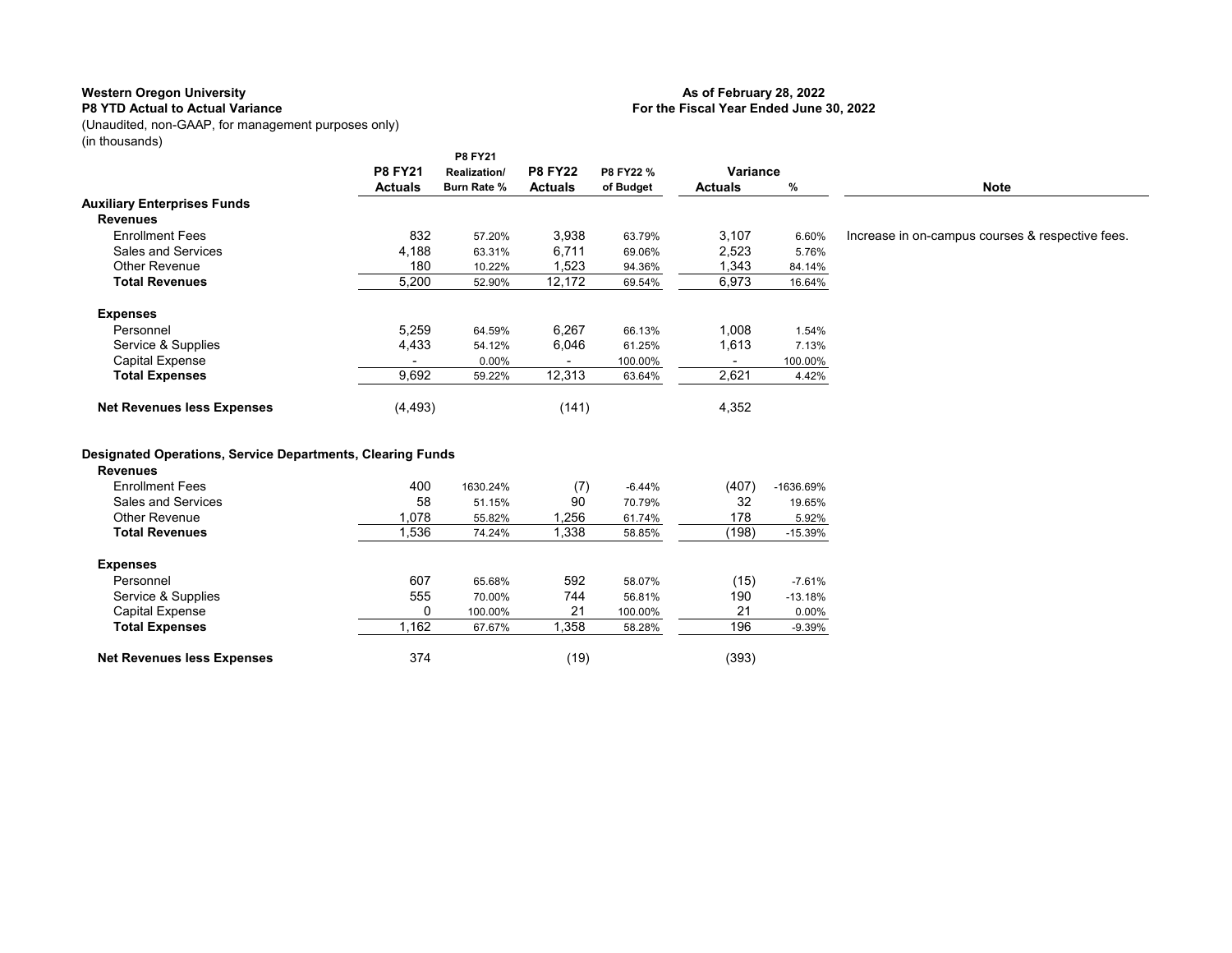**Western Oregon University**
**P8 YTD Actual to Actual Variance**
(Unaudited, non-GAAP, for management purposes only)
(in thousands)

**As of February 28, 2022**
**For the Fiscal Year Ended June 30, 2022**

| | P8 FY21 Actuals | P8 FY21 Realization/ Burn Rate % | P8 FY22 Actuals | P8 FY22 % of Budget | Variance Actuals | Variance % | Note |
|---|---|---|---|---|---|---|---|
| **Auxiliary Enterprises Funds** | | | | | | | |
| **Revenues** | | | | | | | |
| Enrollment Fees | 832 | 57.20% | 3,938 | 63.79% | 3,107 | 6.60% | Increase in on-campus courses & respective fees. |
| Sales and Services | 4,188 | 63.31% | 6,711 | 69.06% | 2,523 | 5.76% | |
| Other Revenue | 180 | 10.22% | 1,523 | 94.36% | 1,343 | 84.14% | |
| **Total Revenues** | 5,200 | 52.90% | 12,172 | 69.54% | 6,973 | 16.64% | |
| **Expenses** | | | | | | | |
| Personnel | 5,259 | 64.59% | 6,267 | 66.13% | 1,008 | 1.54% | |
| Service & Supplies | 4,433 | 54.12% | 6,046 | 61.25% | 1,613 | 7.13% | |
| Capital Expense | - | 0.00% | - | 100.00% | - | 100.00% | |
| **Total Expenses** | 9,692 | 59.22% | 12,313 | 63.64% | 2,621 | 4.42% | |
| **Net Revenues less Expenses** | (4,493) | | (141) | | 4,352 | | |
| **Designated Operations, Service Departments, Clearing Funds** | | | | | | | |
| **Revenues** | | | | | | | |
| Enrollment Fees | 400 | 1630.24% | (7) | -6.44% | (407) | -1636.69% | |
| Sales and Services | 58 | 51.15% | 90 | 70.79% | 32 | 19.65% | |
| Other Revenue | 1,078 | 55.82% | 1,256 | 61.74% | 178 | 5.92% | |
| **Total Revenues** | 1,536 | 74.24% | 1,338 | 58.85% | (198) | -15.39% | |
| **Expenses** | | | | | | | |
| Personnel | 607 | 65.68% | 592 | 58.07% | (15) | -7.61% | |
| Service & Supplies | 555 | 70.00% | 744 | 56.81% | 190 | -13.18% | |
| Capital Expense | 0 | 100.00% | 21 | 100.00% | 21 | 0.00% | |
| **Total Expenses** | 1,162 | 67.67% | 1,358 | 58.28% | 196 | -9.39% | |
| **Net Revenues less Expenses** | 374 | | (19) | | (393) | | |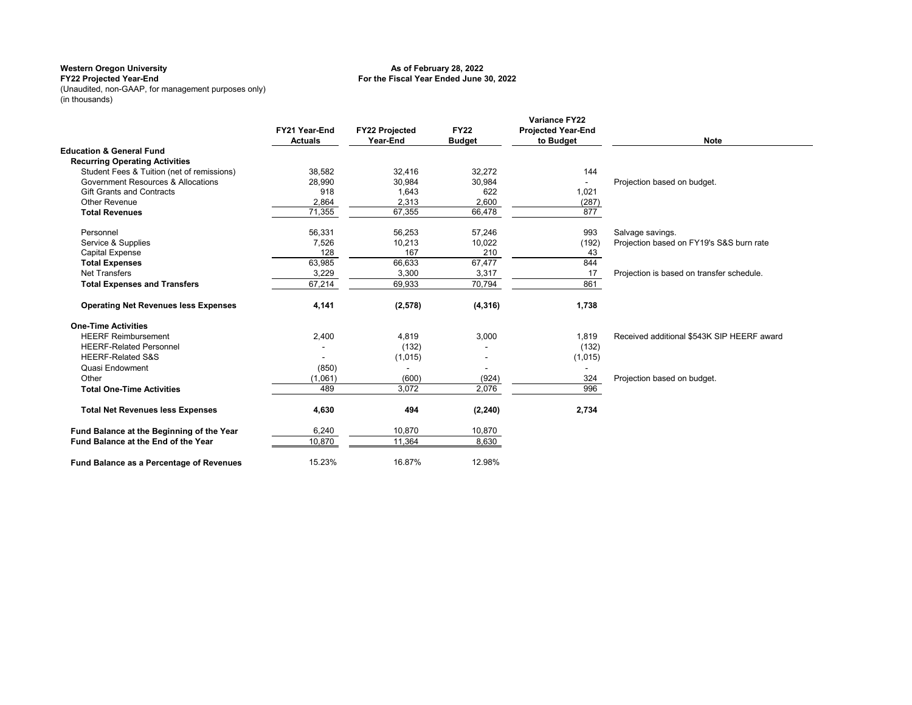**Western Oregon University**
**FY22 Projected Year-End**
(Unaudited, non-GAAP, for management purposes only)
(in thousands)

**As of February 28, 2022**
**For the Fiscal Year Ended June 30, 2022**

| | FY21 Year-End Actuals | FY22 Projected Year-End | FY22 Budget | Variance FY22 Projected Year-End to Budget | Note |
|---|---|---|---|---|---|
| **Education & General Fund** | | | | | |
| **Recurring Operating Activities** | | | | | |
| Student Fees & Tuition (net of remissions) | 38,582 | 32,416 | 32,272 | 144 | |
| Government Resources & Allocations | 28,990 | 30,984 | 30,984 | - | Projection based on budget. |
| Gift Grants and Contracts | 918 | 1,643 | 622 | 1,021 | |
| Other Revenue | 2,864 | 2,313 | 2,600 | (287) | |
| **Total Revenues** | 71,355 | 67,355 | 66,478 | 877 | |
| Personnel | 56,331 | 56,253 | 57,246 | 993 | Salvage savings. |
| Service & Supplies | 7,526 | 10,213 | 10,022 | (192) | Projection based on FY19's S&S burn rate |
| Capital Expense | 128 | 167 | 210 | 43 | |
| **Total Expenses** | 63,985 | 66,633 | 67,477 | 844 | |
| Net Transfers | 3,229 | 3,300 | 3,317 | 17 | Projection is based on transfer schedule. |
| **Total Expenses and Transfers** | 67,214 | 69,933 | 70,794 | 861 | |
| **Operating Net Revenues less Expenses** | **4,141** | **(2,578)** | **(4,316)** | **1,738** | |
| **One-Time Activities** | | | | | |
| HEERF Reimbursement | 2,400 | 4,819 | 3,000 | 1,819 | Received additional $543K SIP HEERF award |
| HEERF-Related Personnel | - | (132) | - | (132) | |
| HEERF-Related S&S | - | (1,015) | - | (1,015) | |
| Quasi Endowment | (850) | - | - | - | |
| Other | (1,061) | (600) | (924) | 324 | Projection based on budget. |
| **Total One-Time Activities** | 489 | 3,072 | 2,076 | 996 | |
| **Total Net Revenues less Expenses** | **4,630** | **494** | **(2,240)** | **2,734** | |
| **Fund Balance at the Beginning of the Year** | 6,240 | 10,870 | 10,870 | | |
| **Fund Balance at the End of the Year** | 10,870 | 11,364 | 8,630 | | |
| **Fund Balance as a Percentage of Revenues** | 15.23% | 16.87% | 12.98% | | |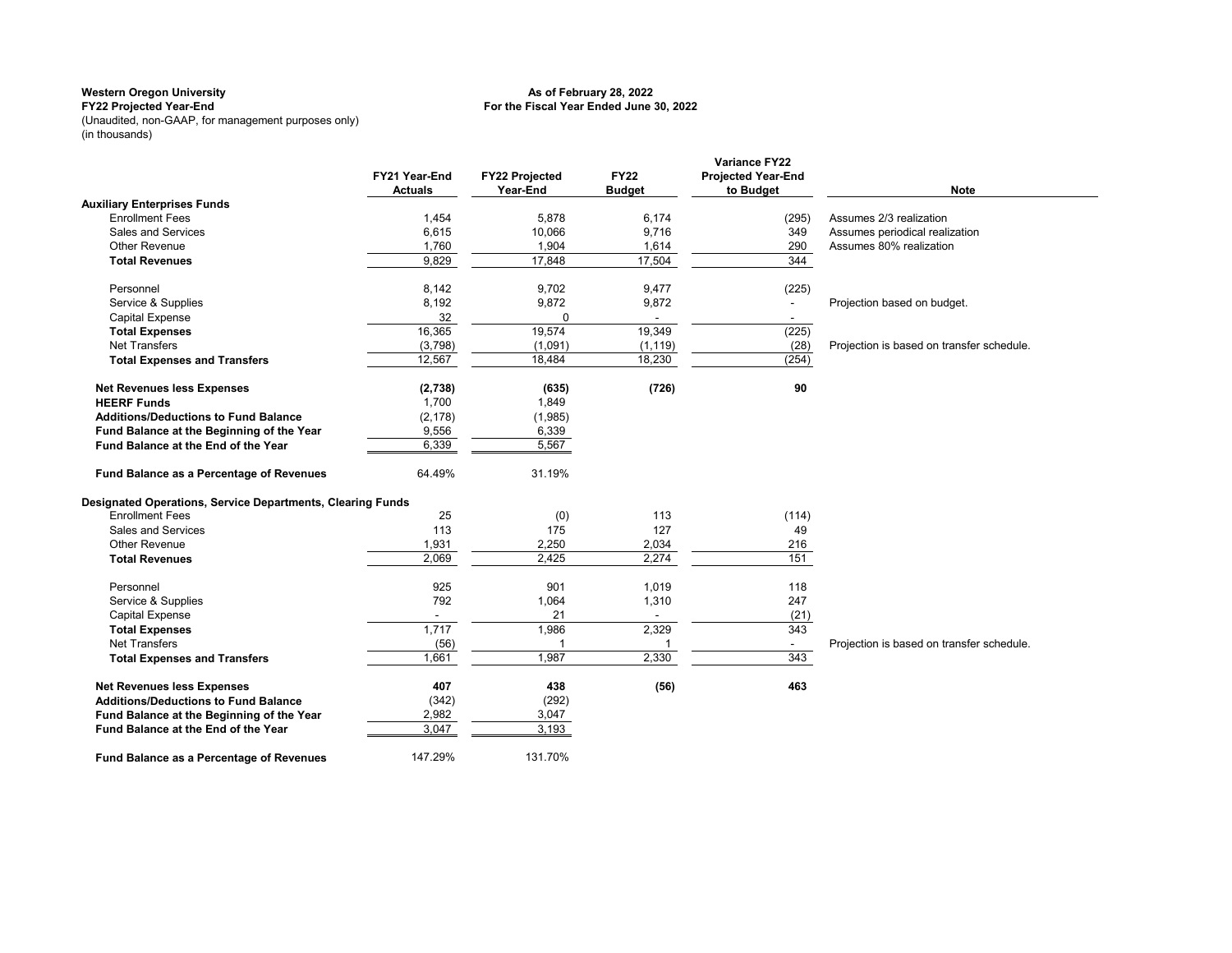**Western Oregon University**
**FY22 Projected Year-End**
(Unaudited, non-GAAP, for management purposes only)
(in thousands)

**As of February 28, 2022**
**For the Fiscal Year Ended June 30, 2022**

| | FY21 Year-End Actuals | FY22 Projected Year-End | FY22 Budget | Variance FY22 Projected Year-End to Budget | Note |
|---|---|---|---|---|---|
| **Auxiliary Enterprises Funds** | | | | | |
| Enrollment Fees | 1,454 | 5,878 | 6,174 | (295) | Assumes 2/3 realization |
| Sales and Services | 6,615 | 10,066 | 9,716 | 349 | Assumes periodical realization |
| Other Revenue | 1,760 | 1,904 | 1,614 | 290 | Assumes 80% realization |
| **Total Revenues** | 9,829 | 17,848 | 17,504 | 344 | |
| Personnel | 8,142 | 9,702 | 9,477 | (225) | |
| Service & Supplies | 8,192 | 9,872 | 9,872 | - | Projection based on budget. |
| Capital Expense | 32 | 0 | - | - | |
| **Total Expenses** | 16,365 | 19,574 | 19,349 | (225) | |
| Net Transfers | (3,798) | (1,091) | (1,119) | (28) | Projection is based on transfer schedule. |
| **Total Expenses and Transfers** | 12,567 | 18,484 | 18,230 | (254) | |
| **Net Revenues less Expenses** | **(2,738)** | **(635)** | **(726)** | **90** | |
| **HEERF Funds** | 1,700 | 1,849 | | | |
| **Additions/Deductions to Fund Balance** | (2,178) | (1,985) | | | |
| **Fund Balance at the Beginning of the Year** | 9,556 | 6,339 | | | |
| **Fund Balance at the End of the Year** | 6,339 | 5,567 | | | |
| **Fund Balance as a Percentage of Revenues** | 64.49% | 31.19% | | | |
| **Designated Operations, Service Departments, Clearing Funds** | | | | | |
| Enrollment Fees | 25 | (0) | 113 | (114) | |
| Sales and Services | 113 | 175 | 127 | 49 | |
| Other Revenue | 1,931 | 2,250 | 2,034 | 216 | |
| **Total Revenues** | 2,069 | 2,425 | 2,274 | 151 | |
| Personnel | 925 | 901 | 1,019 | 118 | |
| Service & Supplies | 792 | 1,064 | 1,310 | 247 | |
| Capital Expense | - | 21 | - | (21) | |
| **Total Expenses** | 1,717 | 1,986 | 2,329 | 343 | |
| Net Transfers | (56) | 1 | 1 | - | Projection is based on transfer schedule. |
| **Total Expenses and Transfers** | 1,661 | 1,987 | 2,330 | 343 | |
| **Net Revenues less Expenses** | **407** | **438** | **(56)** | **463** | |
| **Additions/Deductions to Fund Balance** | (342) | (292) | | | |
| **Fund Balance at the Beginning of the Year** | 2,982 | 3,047 | | | |
| **Fund Balance at the End of the Year** | 3,047 | 3,193 | | | |
| **Fund Balance as a Percentage of Revenues** | 147.29% | 131.70% | | | |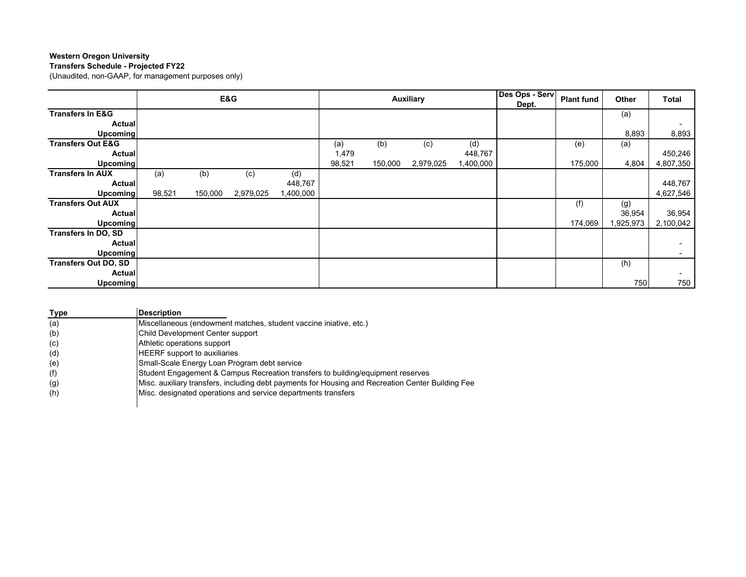**Western Oregon University**
**Transfers Schedule - Projected FY22**
(Unaudited, non-GAAP, for management purposes only)

| | E&G | | | | Auxiliary | | | | Des Ops - Serv Dept. | Plant fund | Other | Total |
|---|---|---|---|---|---|---|---|---|---|---|---|---|
| **Transfers In E&G** | | | | | | | | | | | (a) | |
| **Actual** | | | | | | | | | | | | - |
| **Upcoming** | | | | | | | | | | | 8,893 | 8,893 |
| **Transfers Out E&G** | | | | | (a) | (b) | (c) | (d) | | (e) | (a) | |
| **Actual** | | | | | 1,479 | | | 448,767 | | | | 450,246 |
| **Upcoming** | | | | | 98,521 | 150,000 | 2,979,025 | 1,400,000 | | 175,000 | 4,804 | 4,807,350 |
| **Transfers In AUX** | (a) | (b) | (c) | (d) | | | | | | | | |
| **Actual** | | | | 448,767 | | | | | | | | 448,767 |
| **Upcoming** | 98,521 | 150,000 | 2,979,025 | 1,400,000 | | | | | | | | 4,627,546 |
| **Transfers Out AUX** | | | | | | | | | | (f) | (g) | |
| **Actual** | | | | | | | | | | | 36,954 | 36,954 |
| **Upcoming** | | | | | | | | | | 174,069 | 1,925,973 | 2,100,042 |
| **Transfers In DO, SD** | | | | | | | | | | | | |
| **Actual** | | | | | | | | | | | | - |
| **Upcoming** | | | | | | | | | | | | - |
| **Transfers Out DO, SD** | | | | | | | | | | | (h) | |
| **Actual** | | | | | | | | | | | | - |
| **Upcoming** | | | | | | | | | | | 750 | 750 |

| Type | Description |
|---|---|
| (a) | Miscellaneous (endowment matches, student vaccine iniative, etc.) |
| (b) | Child Development Center support |
| (c) | Athletic operations support |
| (d) | HEERF support to auxiliaries |
| (e) | Small-Scale Energy Loan Program debt service |
| (f) | Student Engagement & Campus Recreation transfers to building/equipment reserves |
| (g) | Misc. auxiliary transfers, including debt payments for Housing and Recreation Center Building Fee |
| (h) | Misc. designated operations and service departments transfers |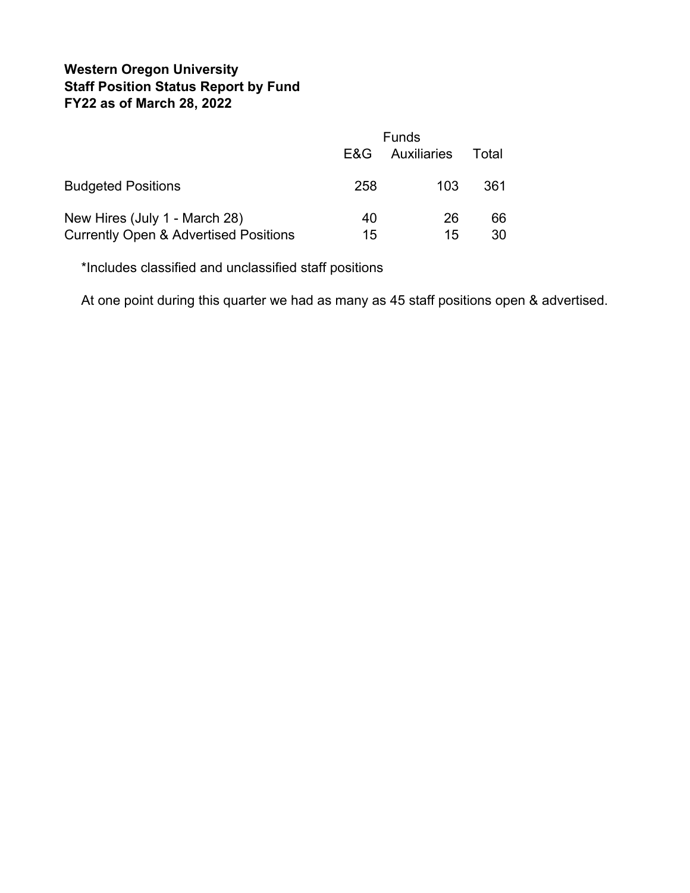**Western Oregon University**
**Staff Position Status Report by Fund**
**FY22 as of March 28, 2022**

| | Funds | | |
|---|---|---|---|
| | E&G | Auxiliaries | Total |
| Budgeted Positions | 258 | 103 | 361 |
| New Hires (July 1 - March 28) | 40 | 26 | 66 |
| Currently Open & Advertised Positions | 15 | 15 | 30 |

*Includes classified and unclassified staff positions

At one point during this quarter we had as many as 45 staff positions open & advertised.